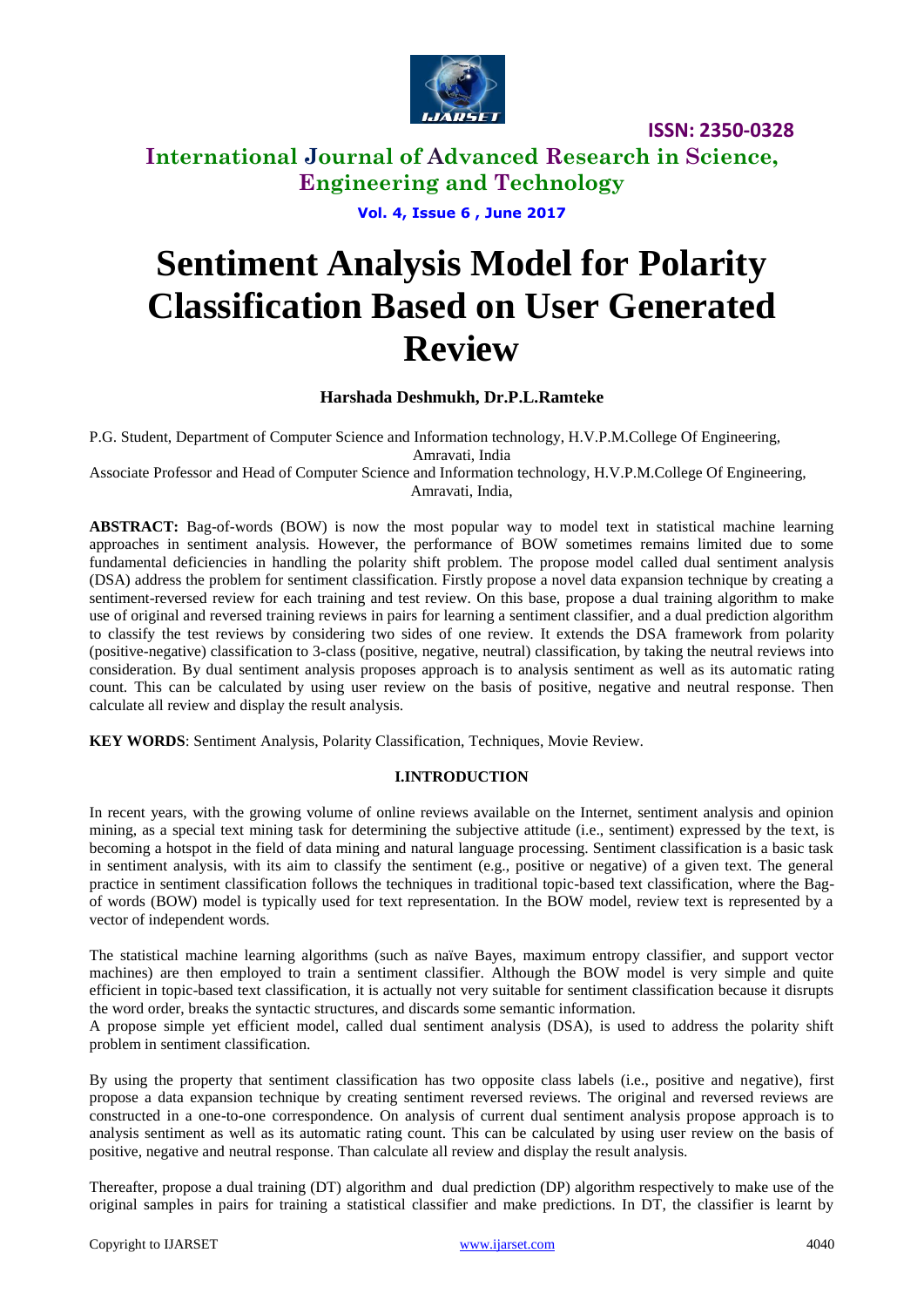# Sentiment Analysis Model for Polarity Classification Based on User Generated Review

**Harshada Deshmukh, Dr.P.L.Ramteke**

P.G. Student, Department of Computer Science and Information technology, H.V.P.M.College Of Engineering, Amravati, India

Associate Professor and Head of Computer Science and Information technology, H.V.P.M.College Of Engineering, Amravati, India,

**ABSTRACT:** Bag-of-words (BOW) is now the most popular way to model text in statistical machine learning approaches in sentiment analysis. However, the performance of BOW sometimes remains limited due to some fundamental deficiencies in handling the polarity shift problem. The propose model called dual sentiment analysis (DSA) address the problem for sentiment classification. Firstly propose a novel data expansion technique by creating a sentiment-reversed review for each training and test review. On this base, propose a dual training algorithm to make use of original and reversed training reviews in pairs for learning a sentiment classifier, and a dual prediction algorithm to classify the test reviews by considering two sides of one review. It extends the DSA framework from polarity (positive-negative) classification to 3-class (positive, negative, neutral) classification, by taking the neutral reviews into consideration. By dual sentiment analysis proposes approach is to analysis sentiment as well as its automatic rating count. This can be calculated by using user review on the basis of positive, negative and neutral response. Then calculate all review and display the result analysis.

**KEY WORDS**: Sentiment Analysis, Polarity Classification, Techniques, Movie Review.

## I.INTRODUCTION

In recent years, with the growing volume of online reviews available on the Internet, sentiment analysis and opinion mining, as a special text mining task for determining the subjective attitude (i.e., sentiment) expressed by the text, is becoming a hotspot in the field of data mining and natural language processing. Sentiment classification is a basic task in sentiment analysis, with its aim to classify the sentiment (e.g., positive or negative) of a given text. The general practice in sentiment classification follows the techniques in traditional topic-based text classification, where the Bag-of words (BOW) model is typically used for text representation. In the BOW model, review text is represented by a vector of independent words.

The statistical machine learning algorithms (such as naïve Bayes, maximum entropy classifier, and support vector machines) are then employed to train a sentiment classifier. Although the BOW model is very simple and quite efficient in topic-based text classification, it is actually not very suitable for sentiment classification because it disrupts the word order, breaks the syntactic structures, and discards some semantic information.

A propose simple yet efficient model, called dual sentiment analysis (DSA), is used to address the polarity shift problem in sentiment classification.

By using the property that sentiment classification has two opposite class labels (i.e., positive and negative), first propose a data expansion technique by creating sentiment reversed reviews. The original and reversed reviews are constructed in a one-to-one correspondence. On analysis of current dual sentiment analysis propose approach is to analysis sentiment as well as its automatic rating count. This can be calculated by using user review on the basis of positive, negative and neutral response. Than calculate all review and display the result analysis.

Thereafter, propose a dual training (DT) algorithm and dual prediction (DP) algorithm respectively to make use of the original samples in pairs for training a statistical classifier and make predictions. In DT, the classifier is learnt by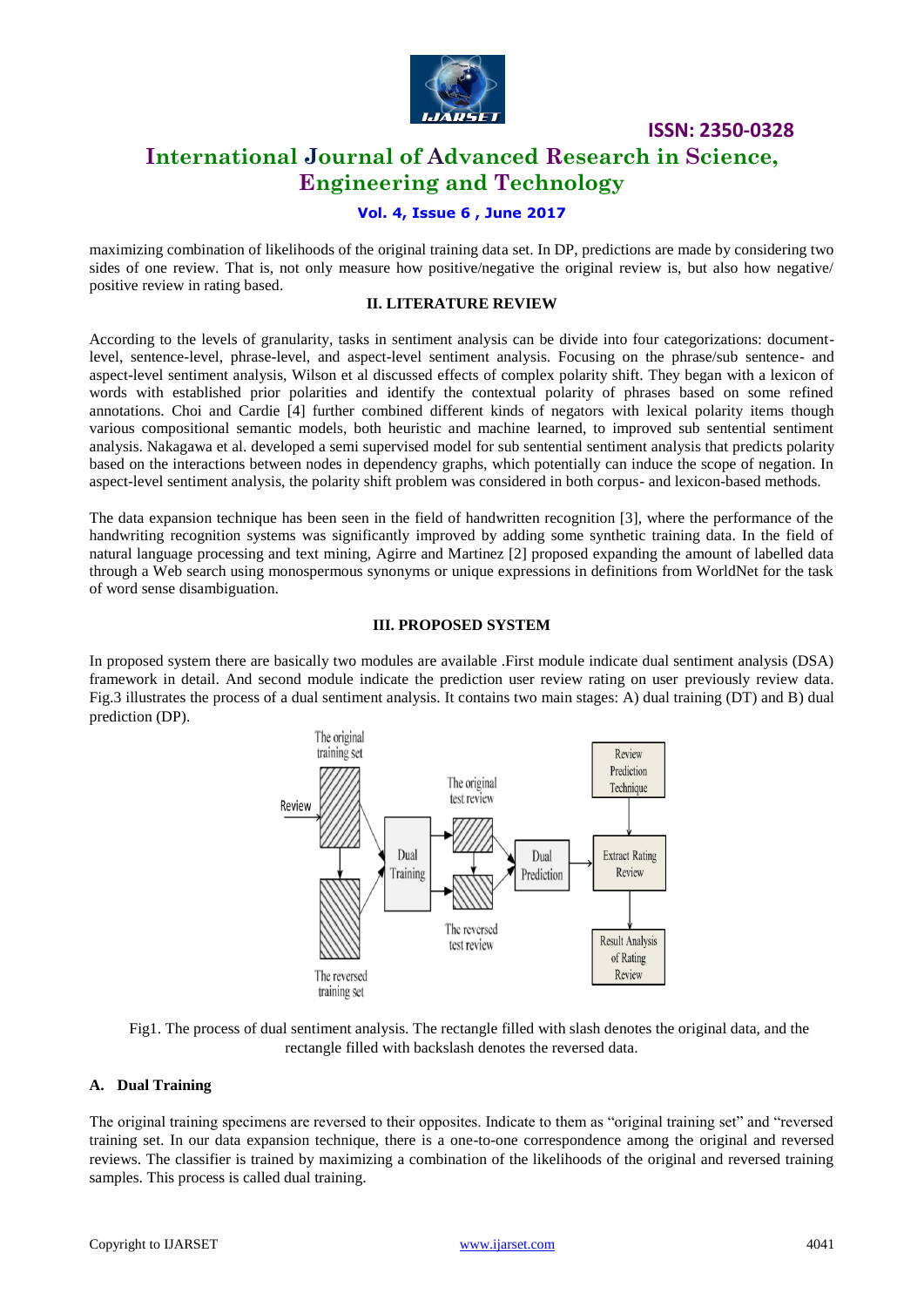maximizing combination of likelihoods of the original training data set. In DP, predictions are made by considering two sides of one review. That is, not only measure how positive/negative the original review is, but also how negative/ positive review in rating based.

## II. LITERATURE REVIEW

According to the levels of granularity, tasks in sentiment analysis can be divide into four categorizations: document-level, sentence-level, phrase-level, and aspect-level sentiment analysis. Focusing on the phrase/sub sentence- and aspect-level sentiment analysis, Wilson et al discussed effects of complex polarity shift. They began with a lexicon of words with established prior polarities and identify the contextual polarity of phrases based on some refined annotations. Choi and Cardie [4] further combined different kinds of negators with lexical polarity items though various compositional semantic models, both heuristic and machine learned, to improved sub sentential sentiment analysis. Nakagawa et al. developed a semi supervised model for sub sentential sentiment analysis that predicts polarity based on the interactions between nodes in dependency graphs, which potentially can induce the scope of negation. In aspect-level sentiment analysis, the polarity shift problem was considered in both corpus- and lexicon-based methods.

The data expansion technique has been seen in the field of handwritten recognition [3], where the performance of the handwriting recognition systems was significantly improved by adding some synthetic training data. In the field of natural language processing and text mining, Agirre and Martinez [2] proposed expanding the amount of labelled data through a Web search using monospermous synonyms or unique expressions in definitions from WorldNet for the task of word sense disambiguation.

## III. PROPOSED SYSTEM

In proposed system there are basically two modules are available .First module indicate dual sentiment analysis (DSA) framework in detail. And second module indicate the prediction user review rating on user previously review data. Fig.3 illustrates the process of a dual sentiment analysis. It contains two main stages: A) dual training (DT) and B) dual prediction (DP).

Fig1. The process of dual sentiment analysis. The rectangle filled with slash denotes the original data, and the rectangle filled with backslash denotes the reversed data.

### A. Dual Training

The original training specimens are reversed to their opposites. Indicate to them as "original training set" and "reversed training set. In our data expansion technique, there is a one-to-one correspondence among the original and reversed reviews. The classifier is trained by maximizing a combination of the likelihoods of the original and reversed training samples. This process is called dual training.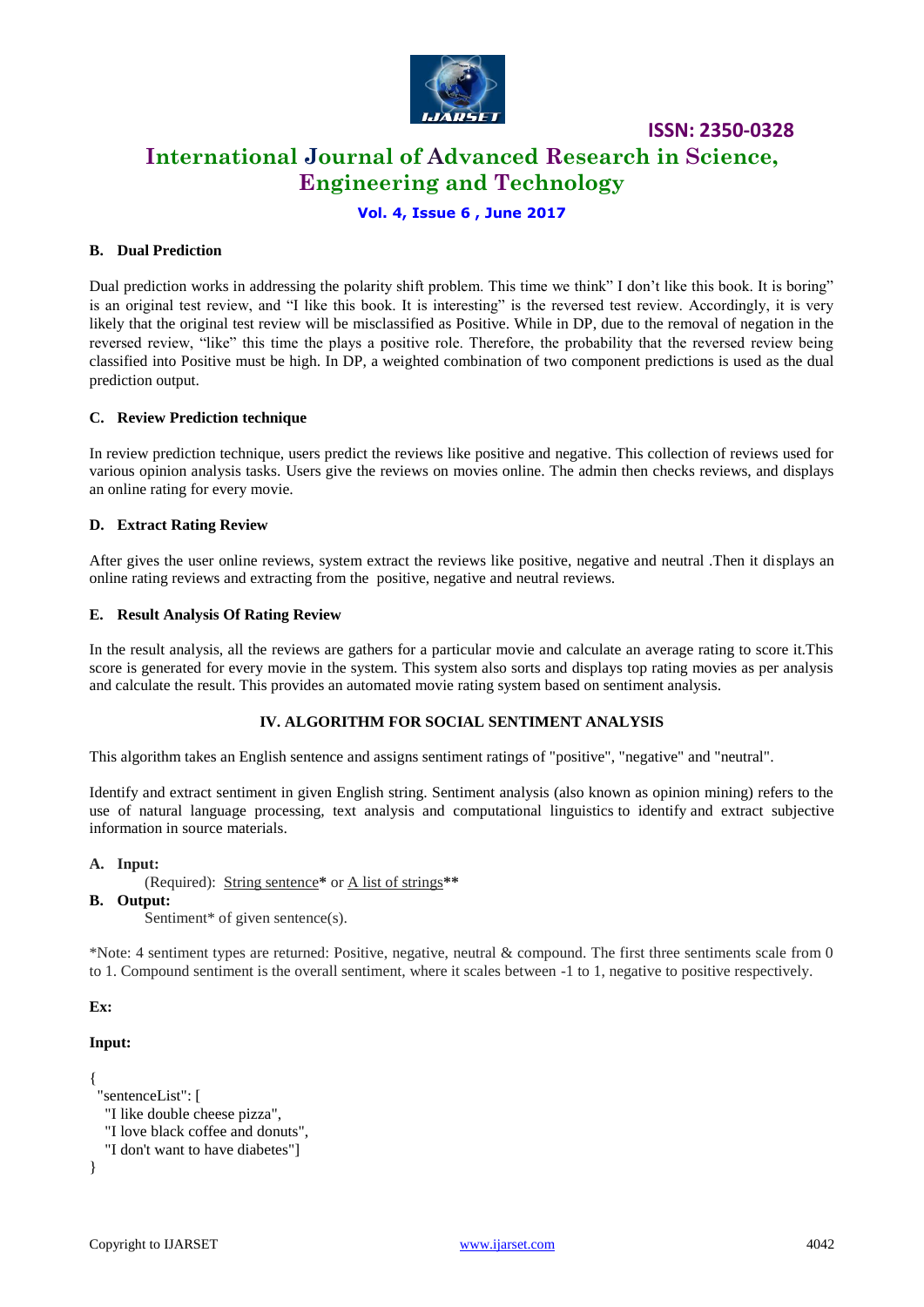### B. Dual Prediction

Dual prediction works in addressing the polarity shift problem. This time we think" I don't like this book. It is boring" is an original test review, and "I like this book. It is interesting" is the reversed test review. Accordingly, it is very likely that the original test review will be misclassified as Positive. While in DP, due to the removal of negation in the reversed review, "like" this time the plays a positive role. Therefore, the probability that the reversed review being classified into Positive must be high. In DP, a weighted combination of two component predictions is used as the dual prediction output.

### C. Review Prediction technique

In review prediction technique, users predict the reviews like positive and negative. This collection of reviews used for various opinion analysis tasks. Users give the reviews on movies online. The admin then checks reviews, and displays an online rating for every movie.

### D. Extract Rating Review

After gives the user online reviews, system extract the reviews like positive, negative and neutral .Then it displays an online rating reviews and extracting from the positive, negative and neutral reviews.

### E. Result Analysis Of Rating Review

In the result analysis, all the reviews are gathers for a particular movie and calculate an average rating to score it.This score is generated for every movie in the system. This system also sorts and displays top rating movies as per analysis and calculate the result. This provides an automated movie rating system based on sentiment analysis.

## IV. ALGORITHM FOR SOCIAL SENTIMENT ANALYSIS

This algorithm takes an English sentence and assigns sentiment ratings of "positive", "negative" and "neutral".

Identify and extract sentiment in given English string. Sentiment analysis (also known as opinion mining) refers to the use of natural language processing, text analysis and computational linguistics to identify and extract subjective information in source materials.

**A. Input:**

(Required): String sentence* or A list of strings**

**B. Output:**

Sentiment* of given sentence(s).

*Note: 4 sentiment types are returned: Positive, negative, neutral & compound. The first three sentiments scale from 0 to 1. Compound sentiment is the overall sentiment, where it scales between -1 to 1, negative to positive respectively.

**Ex:**

**Input:**

```
{
  "sentenceList": [
   "I like double cheese pizza",
   "I love black coffee and donuts",
   "I don't want to have diabetes"]
}
```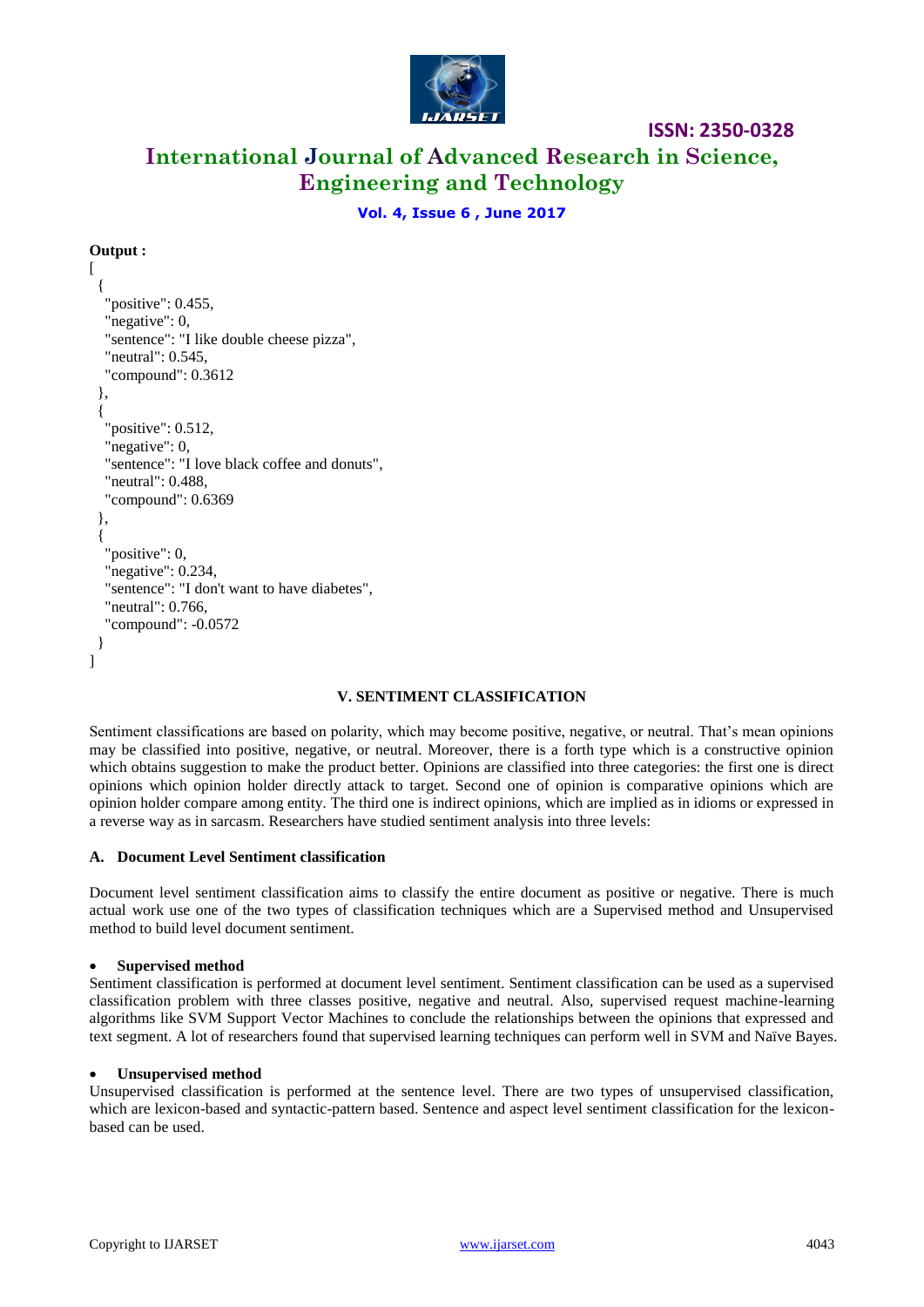**Output :**

```
[
  {
    "positive": 0.455,
    "negative": 0,
    "sentence": "I like double cheese pizza",
    "neutral": 0.545,
    "compound": 0.3612
  },
  {
    "positive": 0.512,
    "negative": 0,
    "sentence": "I love black coffee and donuts",
    "neutral": 0.488,
    "compound": 0.6369
  },
  {
    "positive": 0,
    "negative": 0.234,
    "sentence": "I don't want to have diabetes",
    "neutral": 0.766,
    "compound": -0.0572
  }
]
```

## V. SENTIMENT CLASSIFICATION

Sentiment classifications are based on polarity, which may become positive, negative, or neutral. That's mean opinions may be classified into positive, negative, or neutral. Moreover, there is a forth type which is a constructive opinion which obtains suggestion to make the product better. Opinions are classified into three categories: the first one is direct opinions which opinion holder directly attack to target. Second one of opinion is comparative opinions which are opinion holder compare among entity. The third one is indirect opinions, which are implied as in idioms or expressed in a reverse way as in sarcasm. Researchers have studied sentiment analysis into three levels:

### A. Document Level Sentiment classification

Document level sentiment classification aims to classify the entire document as positive or negative. There is much actual work use one of the two types of classification techniques which are a Supervised method and Unsupervised method to build level document sentiment.

- **Supervised method**

Sentiment classification is performed at document level sentiment. Sentiment classification can be used as a supervised classification problem with three classes positive, negative and neutral. Also, supervised request machine-learning algorithms like SVM Support Vector Machines to conclude the relationships between the opinions that expressed and text segment. A lot of researchers found that supervised learning techniques can perform well in SVM and Naïve Bayes.

- **Unsupervised method**

Unsupervised classification is performed at the sentence level. There are two types of unsupervised classification, which are lexicon-based and syntactic-pattern based. Sentence and aspect level sentiment classification for the lexicon-based can be used.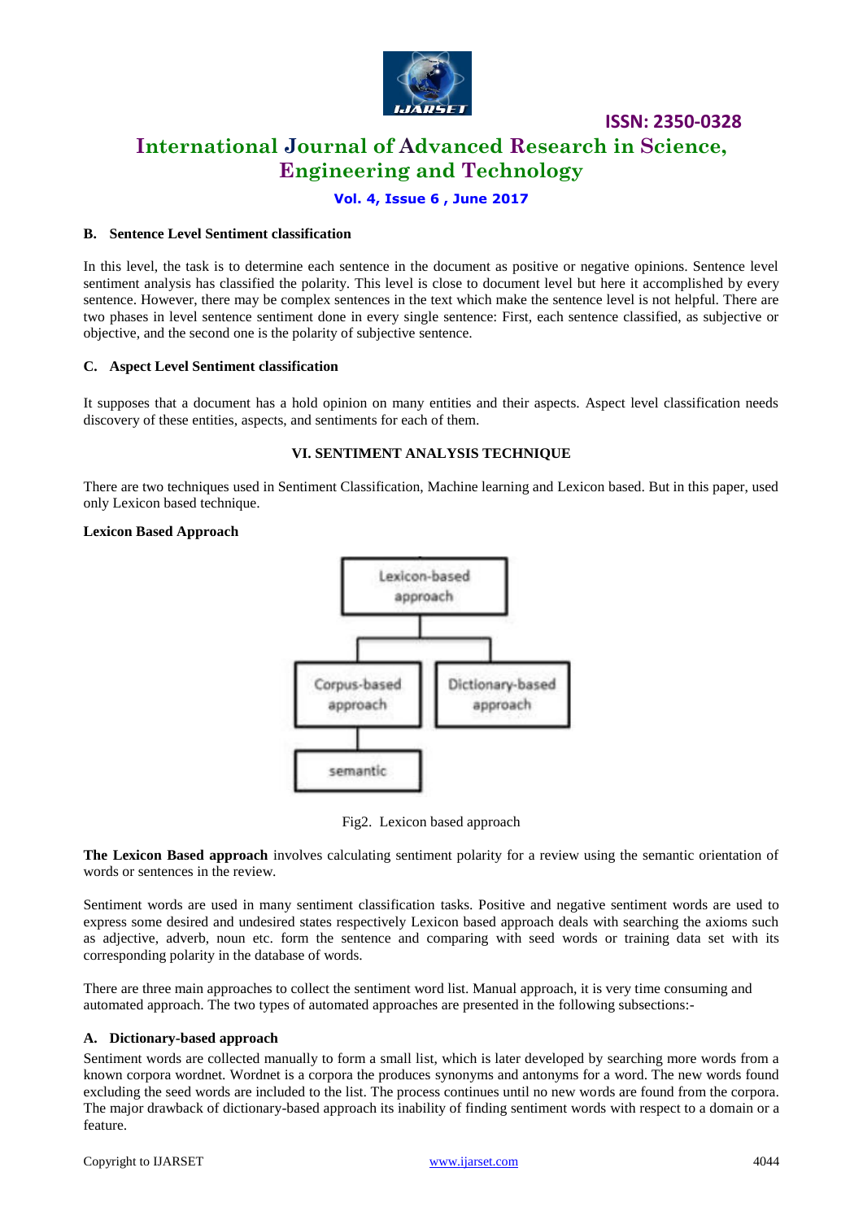### B. Sentence Level Sentiment classification

In this level, the task is to determine each sentence in the document as positive or negative opinions. Sentence level sentiment analysis has classified the polarity. This level is close to document level but here it accomplished by every sentence. However, there may be complex sentences in the text which make the sentence level is not helpful. There are two phases in level sentence sentiment done in every single sentence: First, each sentence classified, as subjective or objective, and the second one is the polarity of subjective sentence.

### C. Aspect Level Sentiment classification

It supposes that a document has a hold opinion on many entities and their aspects. Aspect level classification needs discovery of these entities, aspects, and sentiments for each of them.

## VI. SENTIMENT ANALYSIS TECHNIQUE

There are two techniques used in Sentiment Classification, Machine learning and Lexicon based. But in this paper, used only Lexicon based technique.

**Lexicon Based Approach**

Lexicon-based approach

Corpus-based approach

Dictionary-based approach

semantic

Fig2. Lexicon based approach

**The Lexicon Based approach** involves calculating sentiment polarity for a review using the semantic orientation of words or sentences in the review.

Sentiment words are used in many sentiment classification tasks. Positive and negative sentiment words are used to express some desired and undesired states respectively Lexicon based approach deals with searching the axioms such as adjective, adverb, noun etc. form the sentence and comparing with seed words or training data set with its corresponding polarity in the database of words.

There are three main approaches to collect the sentiment word list. Manual approach, it is very time consuming and automated approach. The two types of automated approaches are presented in the following subsections:-

### A. Dictionary-based approach

Sentiment words are collected manually to form a small list, which is later developed by searching more words from a known corpora wordnet. Wordnet is a corpora the produces synonyms and antonyms for a word. The new words found excluding the seed words are included to the list. The process continues until no new words are found from the corpora. The major drawback of dictionary-based approach its inability of finding sentiment words with respect to a domain or a feature.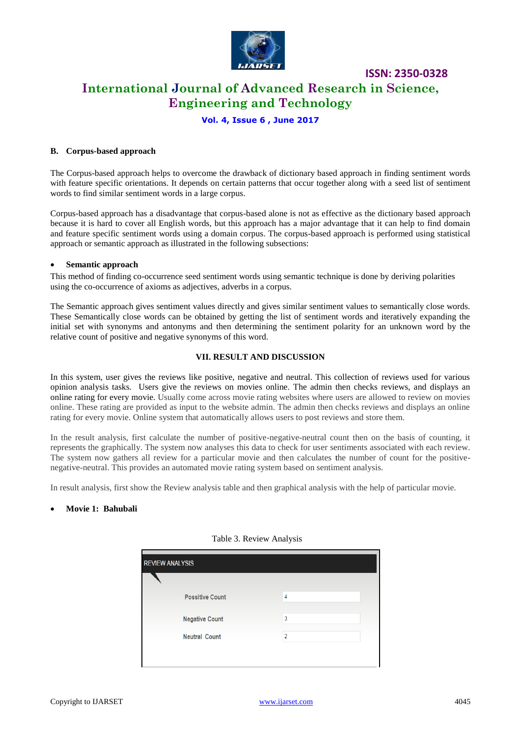### B. Corpus-based approach

The Corpus-based approach helps to overcome the drawback of dictionary based approach in finding sentiment words with feature specific orientations. It depends on certain patterns that occur together along with a seed list of sentiment words to find similar sentiment words in a large corpus.

Corpus-based approach has a disadvantage that corpus-based alone is not as effective as the dictionary based approach because it is hard to cover all English words, but this approach has a major advantage that it can help to find domain and feature specific sentiment words using a domain corpus. The corpus-based approach is performed using statistical approach or semantic approach as illustrated in the following subsections:

- **Semantic approach**

This method of finding co-occurrence seed sentiment words using semantic technique is done by deriving polarities using the co-occurrence of axioms as adjectives, adverbs in a corpus.

The Semantic approach gives sentiment values directly and gives similar sentiment values to semantically close words. These Semantically close words can be obtained by getting the list of sentiment words and iteratively expanding the initial set with synonyms and antonyms and then determining the sentiment polarity for an unknown word by the relative count of positive and negative synonyms of this word.

## VII. RESULT AND DISCUSSION

In this system, user gives the reviews like positive, negative and neutral. This collection of reviews used for various opinion analysis tasks. Users give the reviews on movies online. The admin then checks reviews, and displays an online rating for every movie. Usually come across movie rating websites where users are allowed to review on movies online. These rating are provided as input to the website admin. The admin then checks reviews and displays an online rating for every movie. Online system that automatically allows users to post reviews and store them.

In the result analysis, first calculate the number of positive-negative-neutral count then on the basis of counting, it represents the graphically. The system now analyses this data to check for user sentiments associated with each review. The system now gathers all review for a particular movie and then calculates the number of count for the positive-negative-neutral. This provides an automated movie rating system based on sentiment analysis.

In result analysis, first show the Review analysis table and then graphical analysis with the help of particular movie.

- **Movie 1: Bahubali**

Table 3. Review Analysis

| REVIEW ANALYSIS | |
|---|---|
| Possitive Count | 4 |
| Negative Count | 3 |
| Neutral Count | 2 |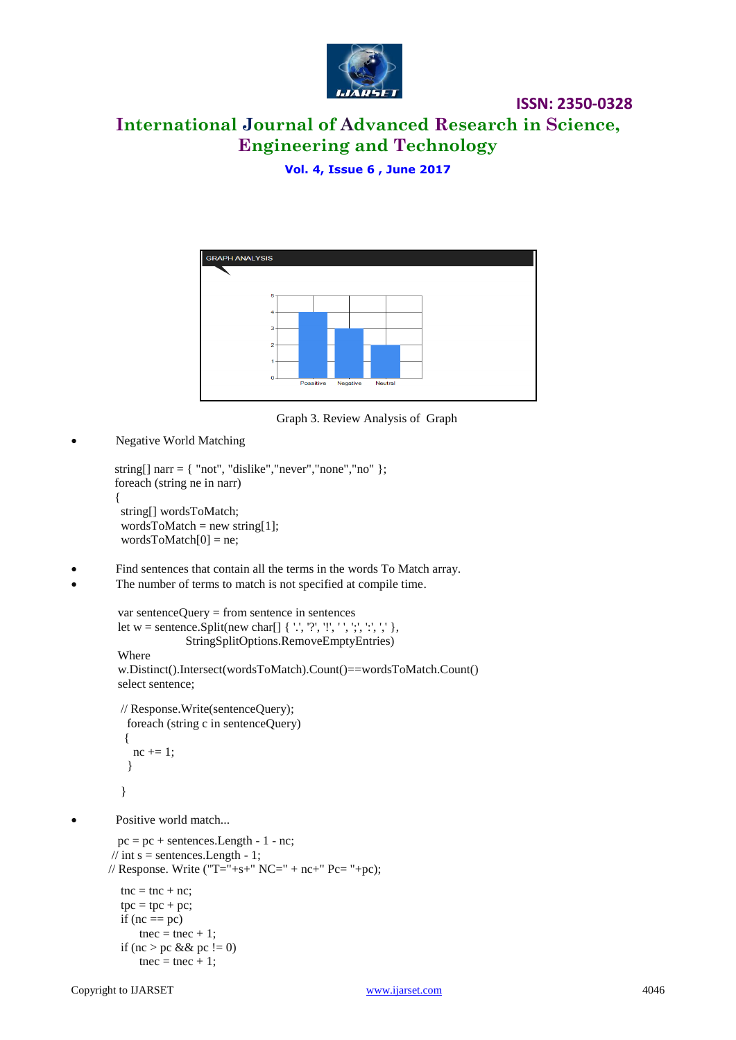Graph 3. Review Analysis of Graph

- Negative World Matching

```
string[] narr = { "not", "dislike","never","none","no" };
foreach (string ne in narr)
{
  string[] wordsToMatch;
  wordsToMatch = new string[1];
  wordsToMatch[0] = ne;
```

- Find sentences that contain all the terms in the words To Match array.
- The number of terms to match is not specified at compile time.

```
var sentenceQuery = from sentence in sentences
let w = sentence.Split(new char[] { '.', '?', '!', ' ', ';', ':', ',' },
                StringSplitOptions.RemoveEmptyEntries)
Where
w.Distinct().Intersect(wordsToMatch).Count()==wordsToMatch.Count()
select sentence;

 // Response.Write(sentenceQuery);
   foreach (string c in sentenceQuery)
  {
    nc += 1;
   }

 }
```

- Positive world match...

```
 pc = pc + sentences.Length - 1 - nc;
// int s = sentences.Length - 1;
// Response. Write ("T="+s+" NC=" + nc+" Pc= "+pc);

 tnc = tnc + nc;
 tpc = tpc + pc;
 if (nc == pc)
      tnec = tnec + 1;
 if (nc > pc && pc != 0)
      tnec = tnec + 1;
```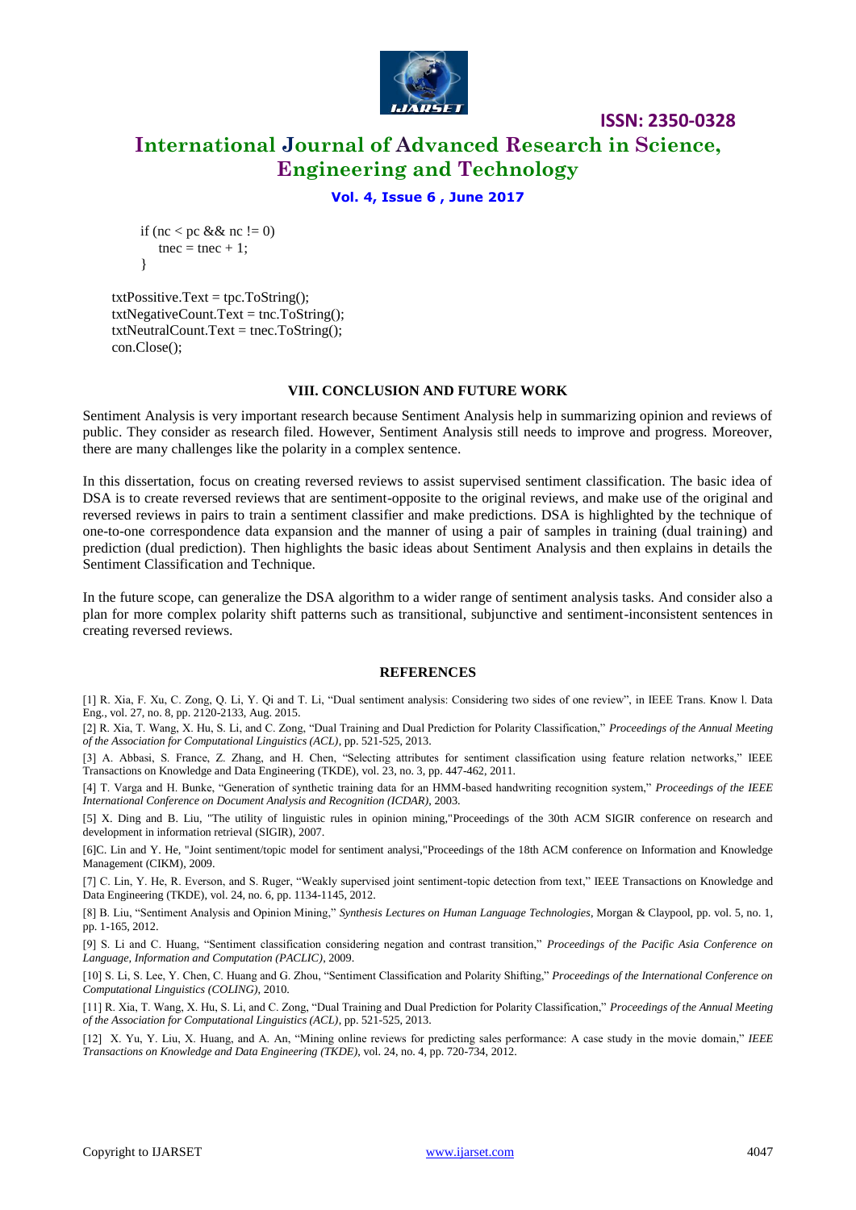```
    if (nc < pc && nc != 0)
        tnec = tnec + 1;
    }

txtPossitive.Text = tpc.ToString();
txtNegativeCount.Text = tnc.ToString();
txtNeutralCount.Text = tnec.ToString();
con.Close();
```

## VIII. CONCLUSION AND FUTURE WORK

Sentiment Analysis is very important research because Sentiment Analysis help in summarizing opinion and reviews of public. They consider as research filed. However, Sentiment Analysis still needs to improve and progress. Moreover, there are many challenges like the polarity in a complex sentence.

In this dissertation, focus on creating reversed reviews to assist supervised sentiment classification. The basic idea of DSA is to create reversed reviews that are sentiment-opposite to the original reviews, and make use of the original and reversed reviews in pairs to train a sentiment classifier and make predictions. DSA is highlighted by the technique of one-to-one correspondence data expansion and the manner of using a pair of samples in training (dual training) and prediction (dual prediction). Then highlights the basic ideas about Sentiment Analysis and then explains in details the Sentiment Classification and Technique.

In the future scope, can generalize the DSA algorithm to a wider range of sentiment analysis tasks. And consider also a plan for more complex polarity shift patterns such as transitional, subjunctive and sentiment-inconsistent sentences in creating reversed reviews.

## REFERENCES

[1] R. Xia, F. Xu, C. Zong, Q. Li, Y. Qi and T. Li, "Dual sentiment analysis: Considering two sides of one review", in IEEE Trans. Know l. Data Eng., vol. 27, no. 8, pp. 2120-2133, Aug. 2015.

[2] R. Xia, T. Wang, X. Hu, S. Li, and C. Zong, "Dual Training and Dual Prediction for Polarity Classification," *Proceedings of the Annual Meeting of the Association for Computational Linguistics (ACL)*, pp. 521-525, 2013.

[3] A. Abbasi, S. France, Z. Zhang, and H. Chen, "Selecting attributes for sentiment classification using feature relation networks," IEEE Transactions on Knowledge and Data Engineering (TKDE), vol. 23, no. 3, pp. 447-462, 2011.

[4] T. Varga and H. Bunke, "Generation of synthetic training data for an HMM-based handwriting recognition system," *Proceedings of the IEEE International Conference on Document Analysis and Recognition (ICDAR)*, 2003.

[5] X. Ding and B. Liu, "The utility of linguistic rules in opinion mining,"Proceedings of the 30th ACM SIGIR conference on research and development in information retrieval (SIGIR), 2007.

[6]C. Lin and Y. He, "Joint sentiment/topic model for sentiment analysi,"Proceedings of the 18th ACM conference on Information and Knowledge Management (CIKM), 2009.

[7] C. Lin, Y. He, R. Everson, and S. Ruger, "Weakly supervised joint sentiment-topic detection from text," IEEE Transactions on Knowledge and Data Engineering (TKDE), vol. 24, no. 6, pp. 1134-1145, 2012.

[8] B. Liu, "Sentiment Analysis and Opinion Mining," *Synthesis Lectures on Human Language Technologies*, Morgan & Claypool, pp. vol. 5, no. 1, pp. 1-165, 2012.

[9] S. Li and C. Huang, "Sentiment classification considering negation and contrast transition," *Proceedings of the Pacific Asia Conference on Language, Information and Computation (PACLIC)*, 2009.

[10] S. Li, S. Lee, Y. Chen, C. Huang and G. Zhou, "Sentiment Classification and Polarity Shifting," *Proceedings of the International Conference on Computational Linguistics (COLING)*, 2010.

[11] R. Xia, T. Wang, X. Hu, S. Li, and C. Zong, "Dual Training and Dual Prediction for Polarity Classification," *Proceedings of the Annual Meeting of the Association for Computational Linguistics (ACL)*, pp. 521-525, 2013.

[12] X. Yu, Y. Liu, X. Huang, and A. An, "Mining online reviews for predicting sales performance: A case study in the movie domain," *IEEE Transactions on Knowledge and Data Engineering (TKDE)*, vol. 24, no. 4, pp. 720-734, 2012.